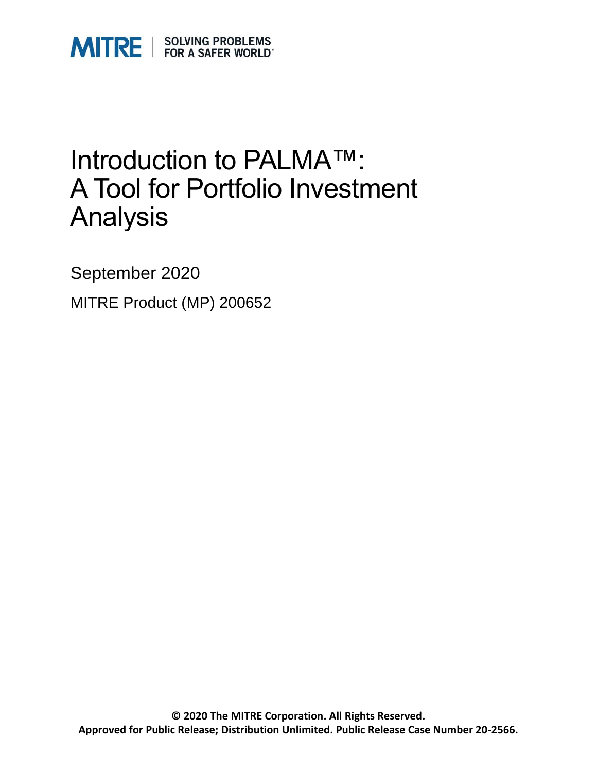MITRE | SOLVING PROBLEMS FOR A SAFER WORLD™

# Introduction to PALMA™: A Tool for Portfolio Investment Analysis

September 2020

MITRE Product (MP) 200652

**© 2020 The MITRE Corporation. All Rights Reserved.**
**Approved for Public Release; Distribution Unlimited. Public Release Case Number 20-2566.**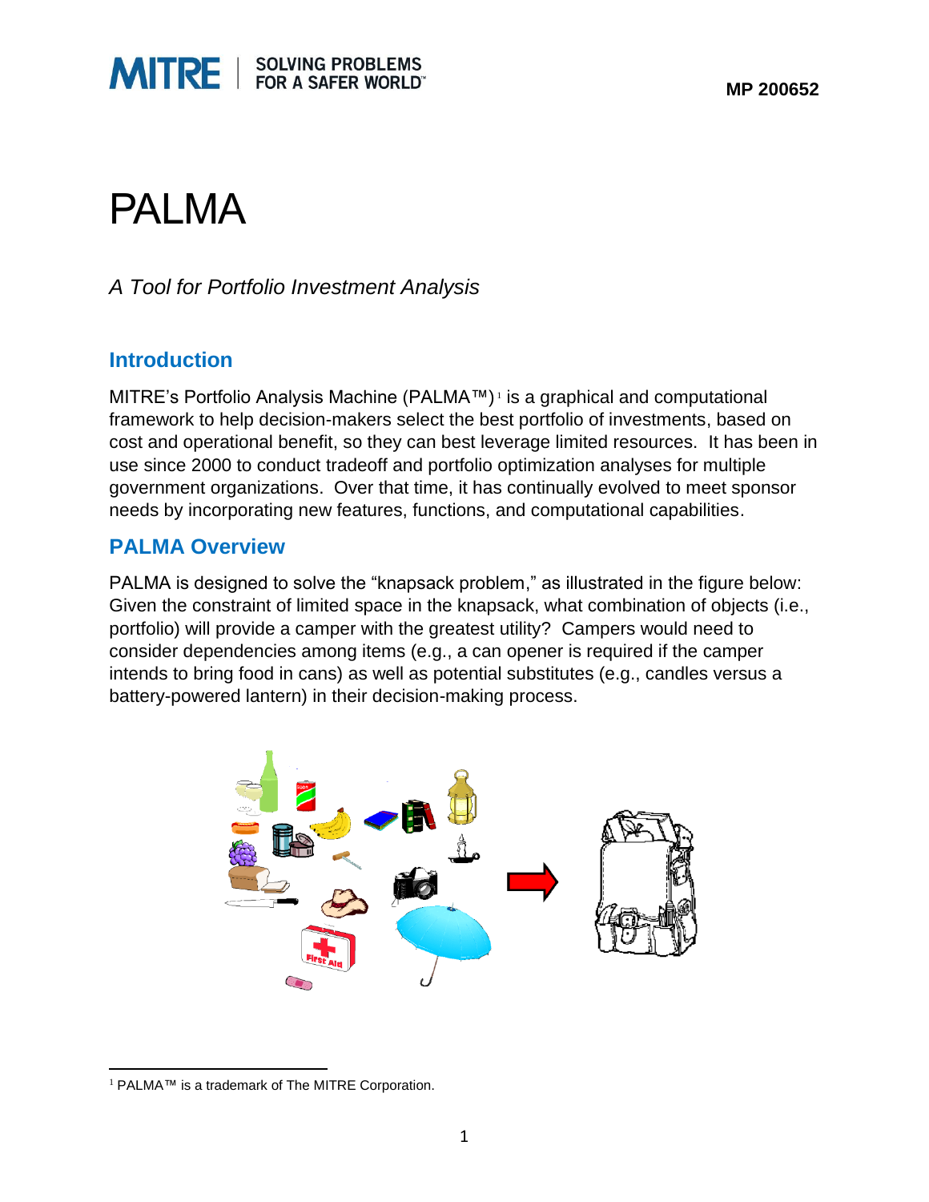# PALMA

*A Tool for Portfolio Investment Analysis*

## Introduction

MITRE's Portfolio Analysis Machine (PALMA™)[1] is a graphical and computational framework to help decision-makers select the best portfolio of investments, based on cost and operational benefit, so they can best leverage limited resources. It has been in use since 2000 to conduct tradeoff and portfolio optimization analyses for multiple government organizations. Over that time, it has continually evolved to meet sponsor needs by incorporating new features, functions, and computational capabilities.

## PALMA Overview

PALMA is designed to solve the "knapsack problem," as illustrated in the figure below: Given the constraint of limited space in the knapsack, what combination of objects (i.e., portfolio) will provide a camper with the greatest utility? Campers would need to consider dependencies among items (e.g., a can opener is required if the camper intends to bring food in cans) as well as potential substitutes (e.g., candles versus a battery-powered lantern) in their decision-making process.

[1] PALMA™ is a trademark of The MITRE Corporation.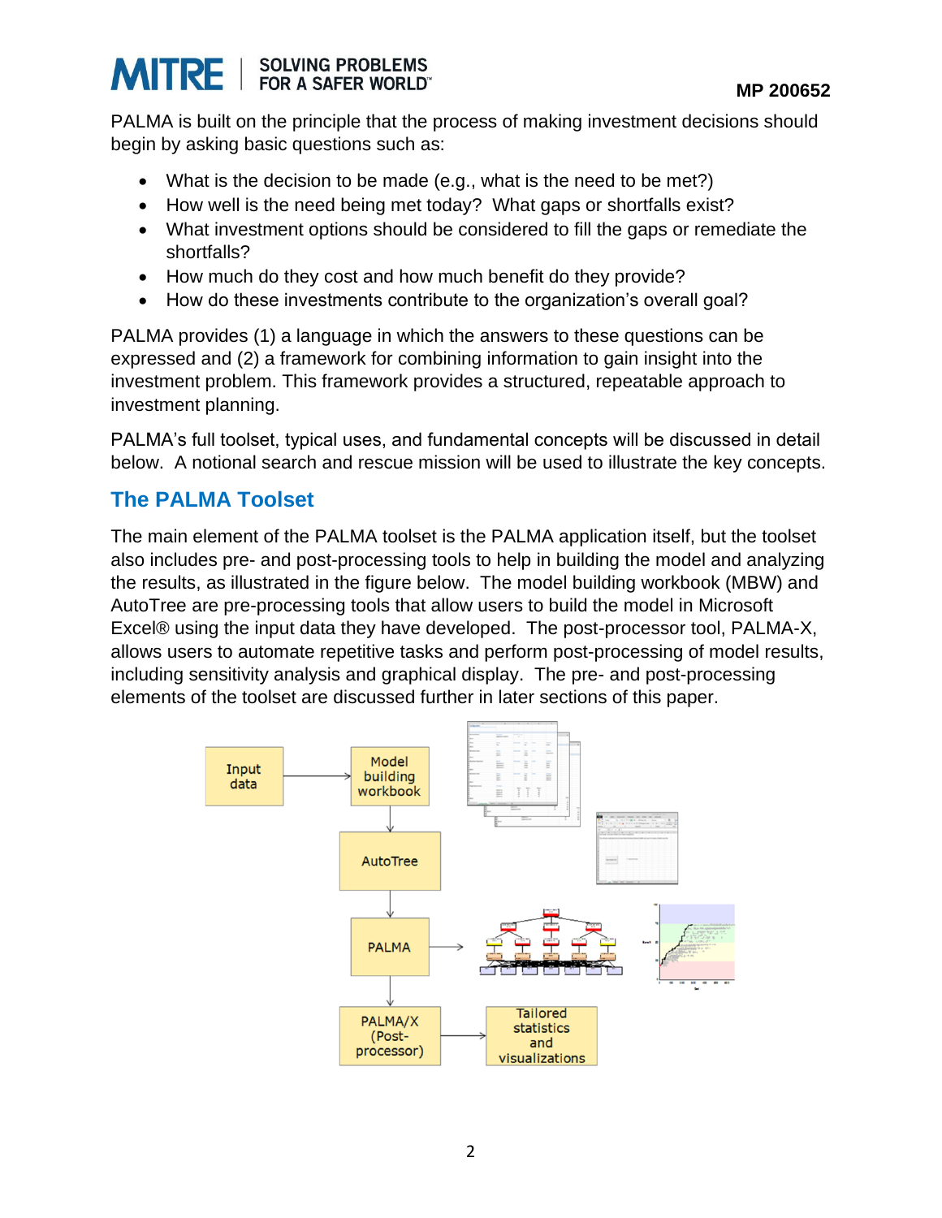PALMA is built on the principle that the process of making investment decisions should begin by asking basic questions such as:

- What is the decision to be made (e.g., what is the need to be met?)
- How well is the need being met today? What gaps or shortfalls exist?
- What investment options should be considered to fill the gaps or remediate the shortfalls?
- How much do they cost and how much benefit do they provide?
- How do these investments contribute to the organization's overall goal?

PALMA provides (1) a language in which the answers to these questions can be expressed and (2) a framework for combining information to gain insight into the investment problem. This framework provides a structured, repeatable approach to investment planning.

PALMA's full toolset, typical uses, and fundamental concepts will be discussed in detail below. A notional search and rescue mission will be used to illustrate the key concepts.

## The PALMA Toolset

The main element of the PALMA toolset is the PALMA application itself, but the toolset also includes pre- and post-processing tools to help in building the model and analyzing the results, as illustrated in the figure below. The model building workbook (MBW) and AutoTree are pre-processing tools that allow users to build the model in Microsoft Excel® using the input data they have developed. The post-processor tool, PALMA-X, allows users to automate repetitive tasks and perform post-processing of model results, including sensitivity analysis and graphical display. The pre- and post-processing elements of the toolset are discussed further in later sections of this paper.

Input data → Model building workbook → AutoTree → PALMA → PALMA/X (Post-processor) → Tailored statistics and visualizations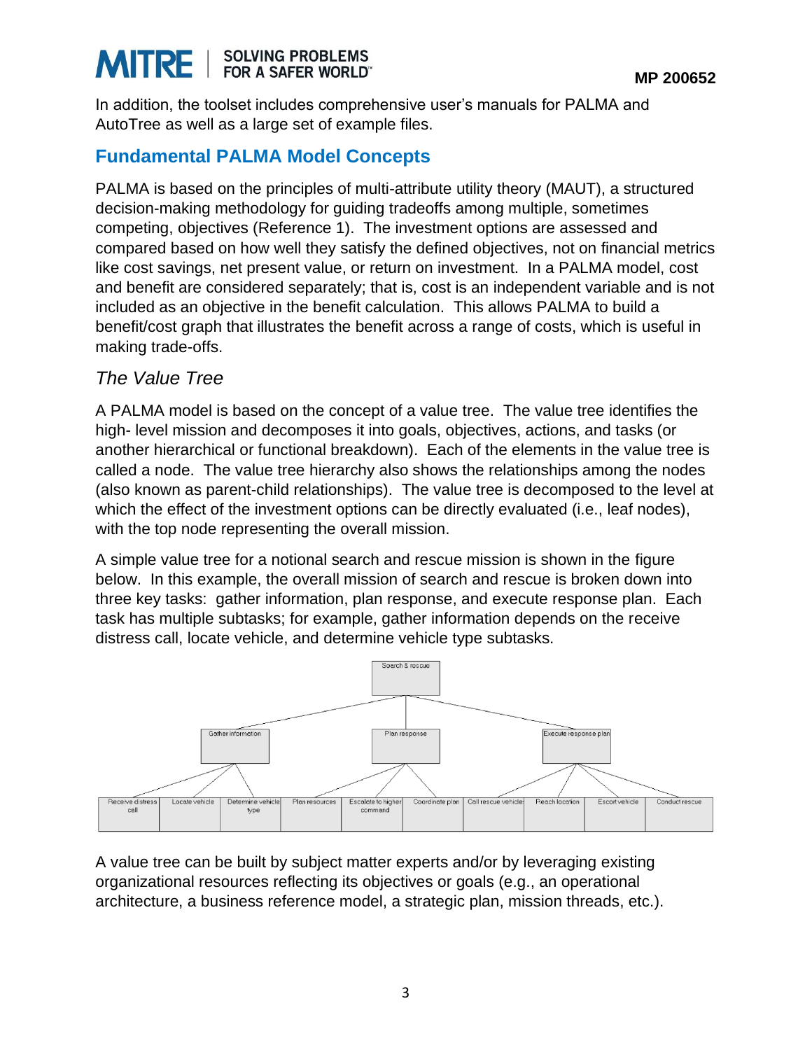In addition, the toolset includes comprehensive user's manuals for PALMA and AutoTree as well as a large set of example files.

## Fundamental PALMA Model Concepts

PALMA is based on the principles of multi-attribute utility theory (MAUT), a structured decision-making methodology for guiding tradeoffs among multiple, sometimes competing, objectives (Reference 1). The investment options are assessed and compared based on how well they satisfy the defined objectives, not on financial metrics like cost savings, net present value, or return on investment. In a PALMA model, cost and benefit are considered separately; that is, cost is an independent variable and is not included as an objective in the benefit calculation. This allows PALMA to build a benefit/cost graph that illustrates the benefit across a range of costs, which is useful in making trade-offs.

### *The Value Tree*

A PALMA model is based on the concept of a value tree. The value tree identifies the high- level mission and decomposes it into goals, objectives, actions, and tasks (or another hierarchical or functional breakdown). Each of the elements in the value tree is called a node. The value tree hierarchy also shows the relationships among the nodes (also known as parent-child relationships). The value tree is decomposed to the level at which the effect of the investment options can be directly evaluated (i.e., leaf nodes), with the top node representing the overall mission.

A simple value tree for a notional search and rescue mission is shown in the figure below. In this example, the overall mission of search and rescue is broken down into three key tasks: gather information, plan response, and execute response plan. Each task has multiple subtasks; for example, gather information depends on the receive distress call, locate vehicle, and determine vehicle type subtasks.

A value tree can be built by subject matter experts and/or by leveraging existing organizational resources reflecting its objectives or goals (e.g., an operational architecture, a business reference model, a strategic plan, mission threads, etc.).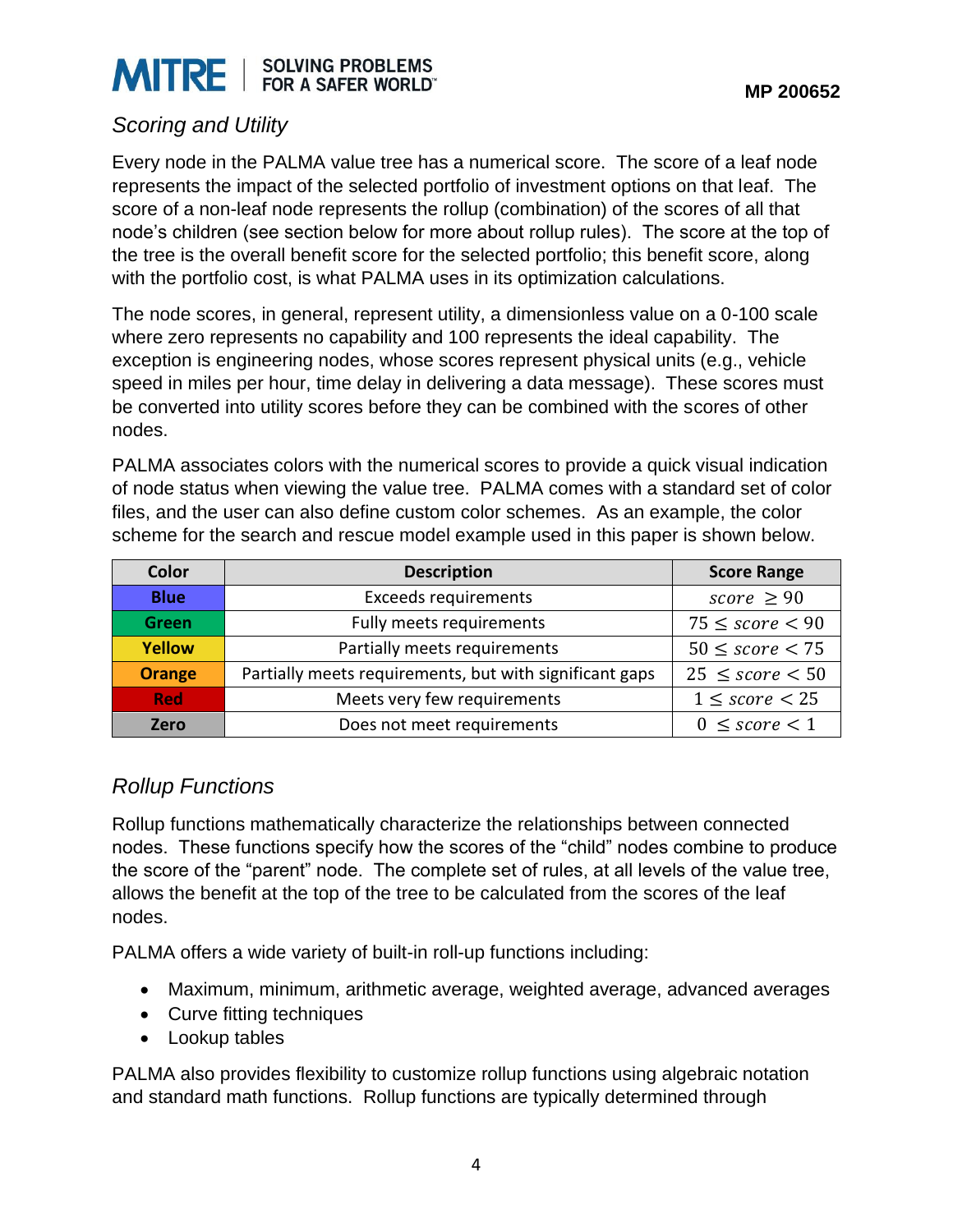### *Scoring and Utility*

Every node in the PALMA value tree has a numerical score. The score of a leaf node represents the impact of the selected portfolio of investment options on that leaf. The score of a non-leaf node represents the rollup (combination) of the scores of all that node's children (see section below for more about rollup rules). The score at the top of the tree is the overall benefit score for the selected portfolio; this benefit score, along with the portfolio cost, is what PALMA uses in its optimization calculations.

The node scores, in general, represent utility, a dimensionless value on a 0-100 scale where zero represents no capability and 100 represents the ideal capability. The exception is engineering nodes, whose scores represent physical units (e.g., vehicle speed in miles per hour, time delay in delivering a data message). These scores must be converted into utility scores before they can be combined with the scores of other nodes.

PALMA associates colors with the numerical scores to provide a quick visual indication of node status when viewing the value tree. PALMA comes with a standard set of color files, and the user can also define custom color schemes. As an example, the color scheme for the search and rescue model example used in this paper is shown below.

| Color | Description | Score Range |
|---|---|---|
| **Blue** | Exceeds requirements | $score \geq 90$ |
| **Green** | Fully meets requirements | $75 \leq score < 90$ |
| **Yellow** | Partially meets requirements | $50 \leq score < 75$ |
| **Orange** | Partially meets requirements, but with significant gaps | $25 \leq score < 50$ |
| **Red** | Meets very few requirements | $1 \leq score < 25$ |
| **Zero** | Does not meet requirements | $0 \leq score < 1$ |

### *Rollup Functions*

Rollup functions mathematically characterize the relationships between connected nodes. These functions specify how the scores of the "child" nodes combine to produce the score of the "parent" node. The complete set of rules, at all levels of the value tree, allows the benefit at the top of the tree to be calculated from the scores of the leaf nodes.

PALMA offers a wide variety of built-in roll-up functions including:

- Maximum, minimum, arithmetic average, weighted average, advanced averages
- Curve fitting techniques
- Lookup tables

PALMA also provides flexibility to customize rollup functions using algebraic notation and standard math functions. Rollup functions are typically determined through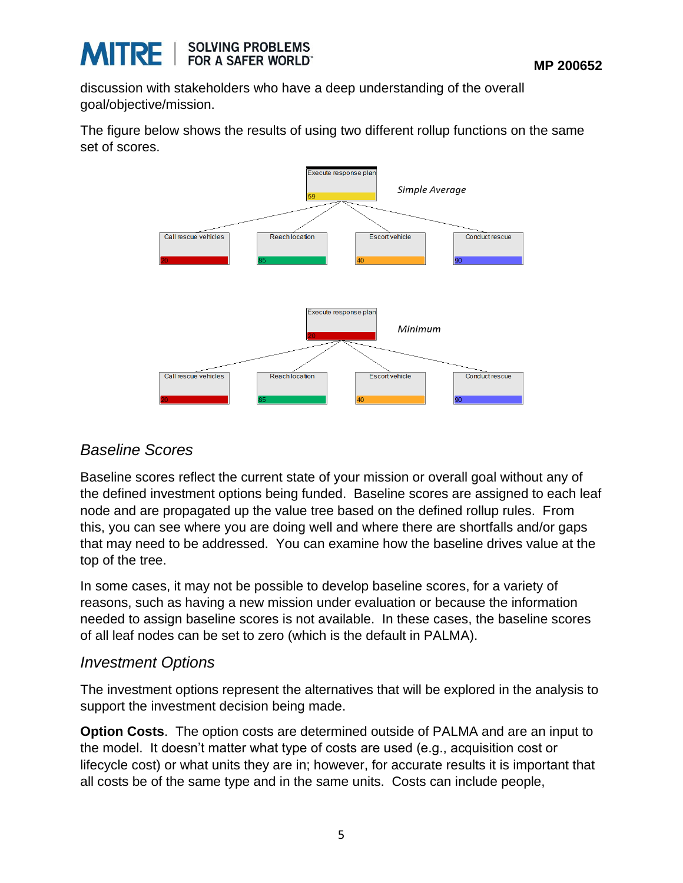discussion with stakeholders who have a deep understanding of the overall goal/objective/mission.

The figure below shows the results of using two different rollup functions on the same set of scores.

## *Baseline Scores*

Baseline scores reflect the current state of your mission or overall goal without any of the defined investment options being funded. Baseline scores are assigned to each leaf node and are propagated up the value tree based on the defined rollup rules. From this, you can see where you are doing well and where there are shortfalls and/or gaps that may need to be addressed. You can examine how the baseline drives value at the top of the tree.

In some cases, it may not be possible to develop baseline scores, for a variety of reasons, such as having a new mission under evaluation or because the information needed to assign baseline scores is not available. In these cases, the baseline scores of all leaf nodes can be set to zero (which is the default in PALMA).

## *Investment Options*

The investment options represent the alternatives that will be explored in the analysis to support the investment decision being made.

**Option Costs**. The option costs are determined outside of PALMA and are an input to the model. It doesn't matter what type of costs are used (e.g., acquisition cost or lifecycle cost) or what units they are in; however, for accurate results it is important that all costs be of the same type and in the same units. Costs can include people,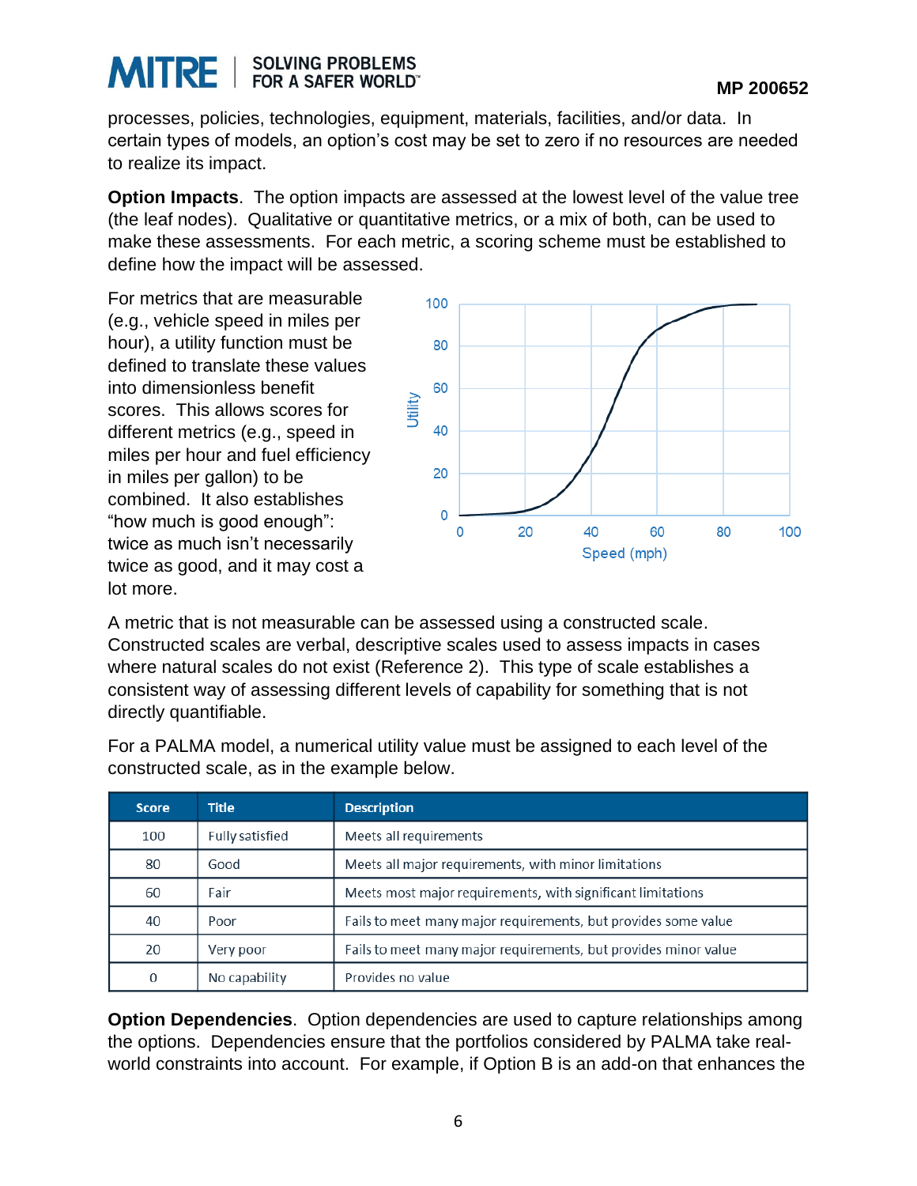processes, policies, technologies, equipment, materials, facilities, and/or data. In certain types of models, an option's cost may be set to zero if no resources are needed to realize its impact.

**Option Impacts**. The option impacts are assessed at the lowest level of the value tree (the leaf nodes). Qualitative or quantitative metrics, or a mix of both, can be used to make these assessments. For each metric, a scoring scheme must be established to define how the impact will be assessed.

For metrics that are measurable (e.g., vehicle speed in miles per hour), a utility function must be defined to translate these values into dimensionless benefit scores. This allows scores for different metrics (e.g., speed in miles per hour and fuel efficiency in miles per gallon) to be combined. It also establishes "how much is good enough": twice as much isn't necessarily twice as good, and it may cost a lot more.

A metric that is not measurable can be assessed using a constructed scale. Constructed scales are verbal, descriptive scales used to assess impacts in cases where natural scales do not exist (Reference 2). This type of scale establishes a consistent way of assessing different levels of capability for something that is not directly quantifiable.

For a PALMA model, a numerical utility value must be assigned to each level of the constructed scale, as in the example below.

| Score | Title | Description |
|---|---|---|
| 100 | Fully satisfied | Meets all requirements |
| 80 | Good | Meets all major requirements, with minor limitations |
| 60 | Fair | Meets most major requirements, with significant limitations |
| 40 | Poor | Fails to meet many major requirements, but provides some value |
| 20 | Very poor | Fails to meet many major requirements, but provides minor value |
| 0 | No capability | Provides no value |

**Option Dependencies**. Option dependencies are used to capture relationships among the options. Dependencies ensure that the portfolios considered by PALMA take real-world constraints into account. For example, if Option B is an add-on that enhances the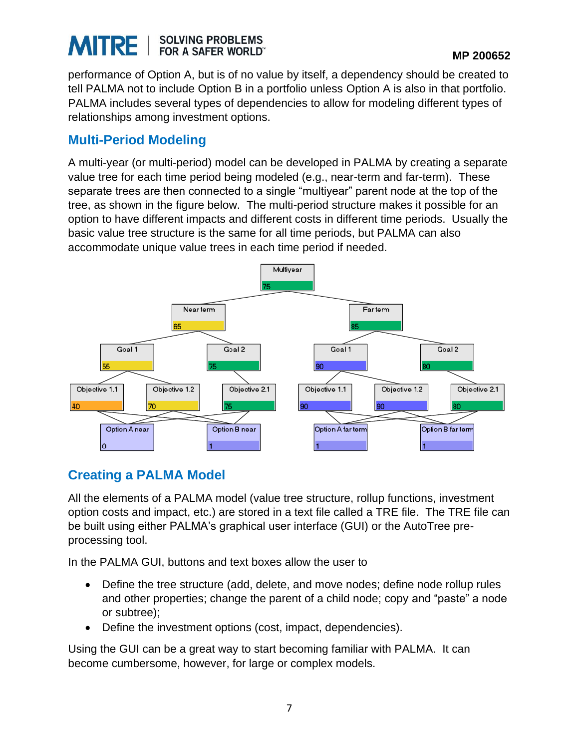performance of Option A, but is of no value by itself, a dependency should be created to tell PALMA not to include Option B in a portfolio unless Option A is also in that portfolio. PALMA includes several types of dependencies to allow for modeling different types of relationships among investment options.

## Multi-Period Modeling

A multi-year (or multi-period) model can be developed in PALMA by creating a separate value tree for each time period being modeled (e.g., near-term and far-term). These separate trees are then connected to a single "multiyear" parent node at the top of the tree, as shown in the figure below. The multi-period structure makes it possible for an option to have different impacts and different costs in different time periods. Usually the basic value tree structure is the same for all time periods, but PALMA can also accommodate unique value trees in each time period if needed.

## Creating a PALMA Model

All the elements of a PALMA model (value tree structure, rollup functions, investment option costs and impact, etc.) are stored in a text file called a TRE file. The TRE file can be built using either PALMA's graphical user interface (GUI) or the AutoTree pre-processing tool.

In the PALMA GUI, buttons and text boxes allow the user to

- Define the tree structure (add, delete, and move nodes; define node rollup rules and other properties; change the parent of a child node; copy and "paste" a node or subtree);
- Define the investment options (cost, impact, dependencies).

Using the GUI can be a great way to start becoming familiar with PALMA. It can become cumbersome, however, for large or complex models.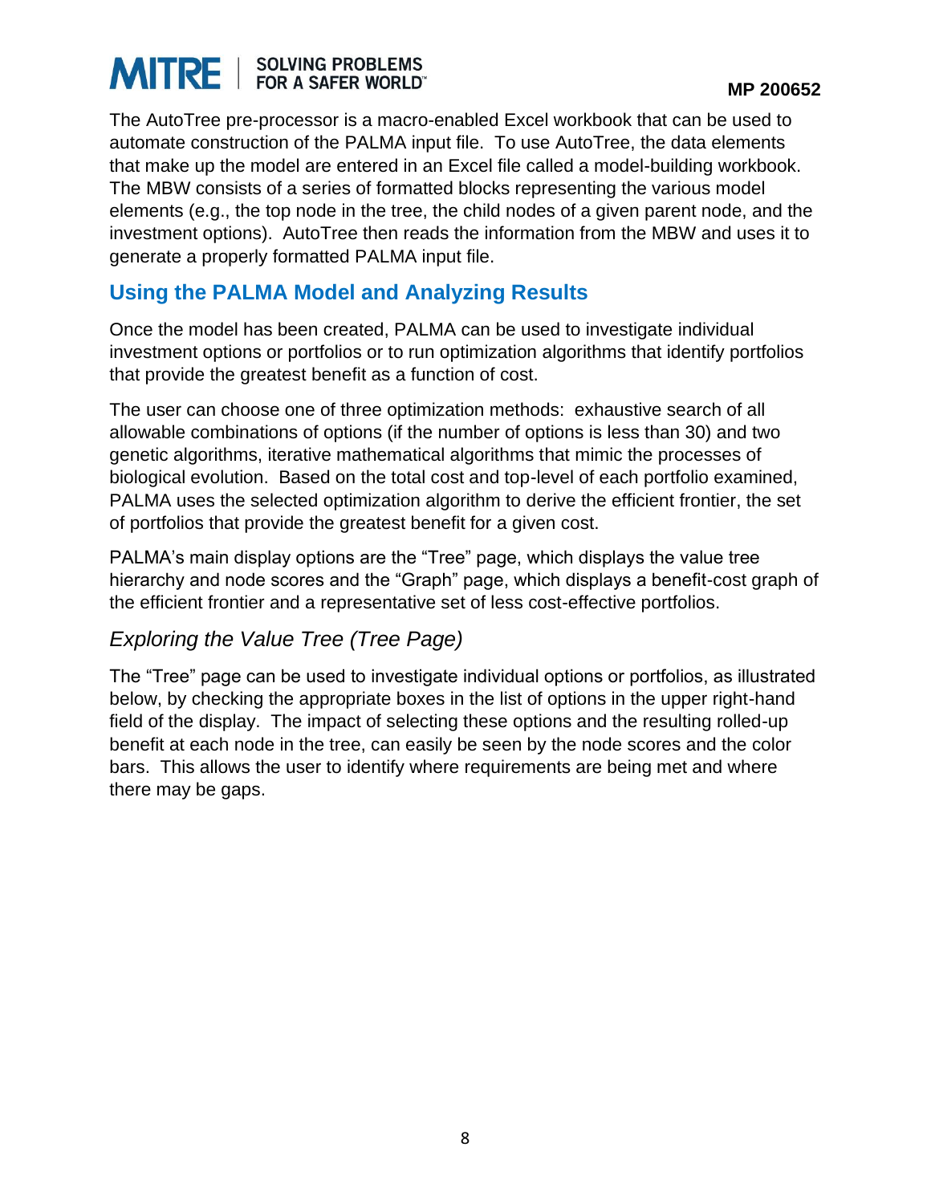The AutoTree pre-processor is a macro-enabled Excel workbook that can be used to automate construction of the PALMA input file. To use AutoTree, the data elements that make up the model are entered in an Excel file called a model-building workbook. The MBW consists of a series of formatted blocks representing the various model elements (e.g., the top node in the tree, the child nodes of a given parent node, and the investment options). AutoTree then reads the information from the MBW and uses it to generate a properly formatted PALMA input file.

## Using the PALMA Model and Analyzing Results

Once the model has been created, PALMA can be used to investigate individual investment options or portfolios or to run optimization algorithms that identify portfolios that provide the greatest benefit as a function of cost.

The user can choose one of three optimization methods: exhaustive search of all allowable combinations of options (if the number of options is less than 30) and two genetic algorithms, iterative mathematical algorithms that mimic the processes of biological evolution. Based on the total cost and top-level of each portfolio examined, PALMA uses the selected optimization algorithm to derive the efficient frontier, the set of portfolios that provide the greatest benefit for a given cost.

PALMA's main display options are the "Tree" page, which displays the value tree hierarchy and node scores and the "Graph" page, which displays a benefit-cost graph of the efficient frontier and a representative set of less cost-effective portfolios.

### *Exploring the Value Tree (Tree Page)*

The "Tree" page can be used to investigate individual options or portfolios, as illustrated below, by checking the appropriate boxes in the list of options in the upper right-hand field of the display. The impact of selecting these options and the resulting rolled-up benefit at each node in the tree, can easily be seen by the node scores and the color bars. This allows the user to identify where requirements are being met and where there may be gaps.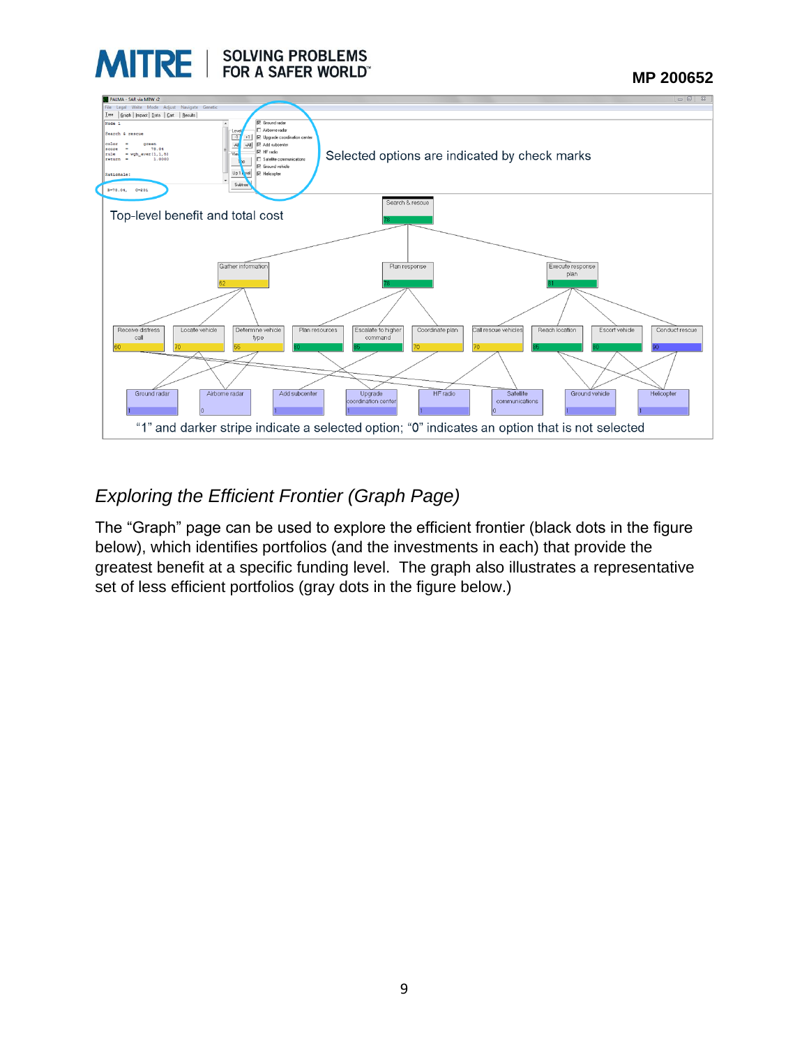## *Exploring the Efficient Frontier (Graph Page)*

The “Graph” page can be used to explore the efficient frontier (black dots in the figure below), which identifies portfolios (and the investments in each) that provide the greatest benefit at a specific funding level. The graph also illustrates a representative set of less efficient portfolios (gray dots in the figure below.)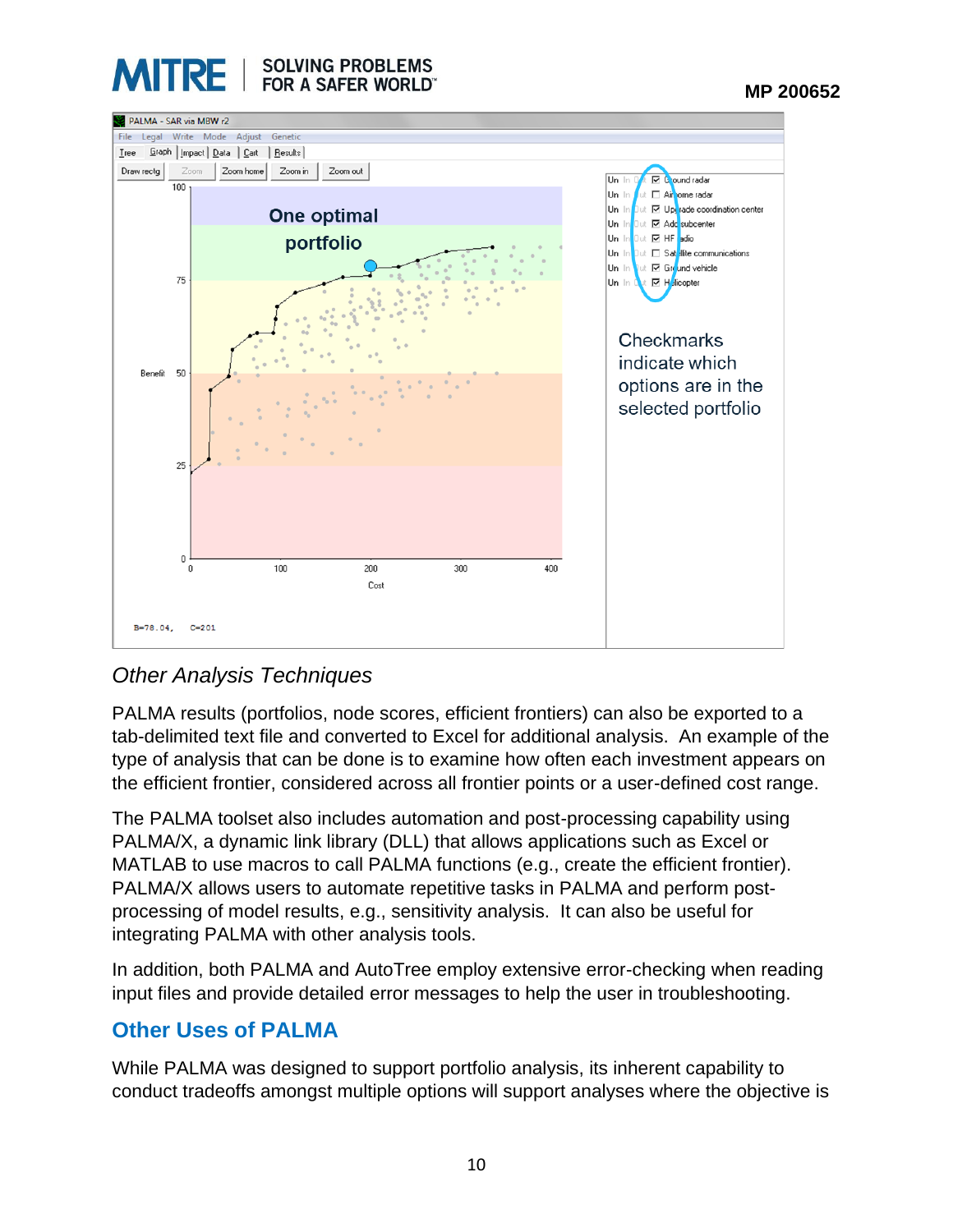*Other Analysis Techniques*

PALMA results (portfolios, node scores, efficient frontiers) can also be exported to a tab-delimited text file and converted to Excel for additional analysis. An example of the type of analysis that can be done is to examine how often each investment appears on the efficient frontier, considered across all frontier points or a user-defined cost range.

The PALMA toolset also includes automation and post-processing capability using PALMA/X, a dynamic link library (DLL) that allows applications such as Excel or MATLAB to use macros to call PALMA functions (e.g., create the efficient frontier). PALMA/X allows users to automate repetitive tasks in PALMA and perform post-processing of model results, e.g., sensitivity analysis. It can also be useful for integrating PALMA with other analysis tools.

In addition, both PALMA and AutoTree employ extensive error-checking when reading input files and provide detailed error messages to help the user in troubleshooting.

## Other Uses of PALMA

While PALMA was designed to support portfolio analysis, its inherent capability to conduct tradeoffs amongst multiple options will support analyses where the objective is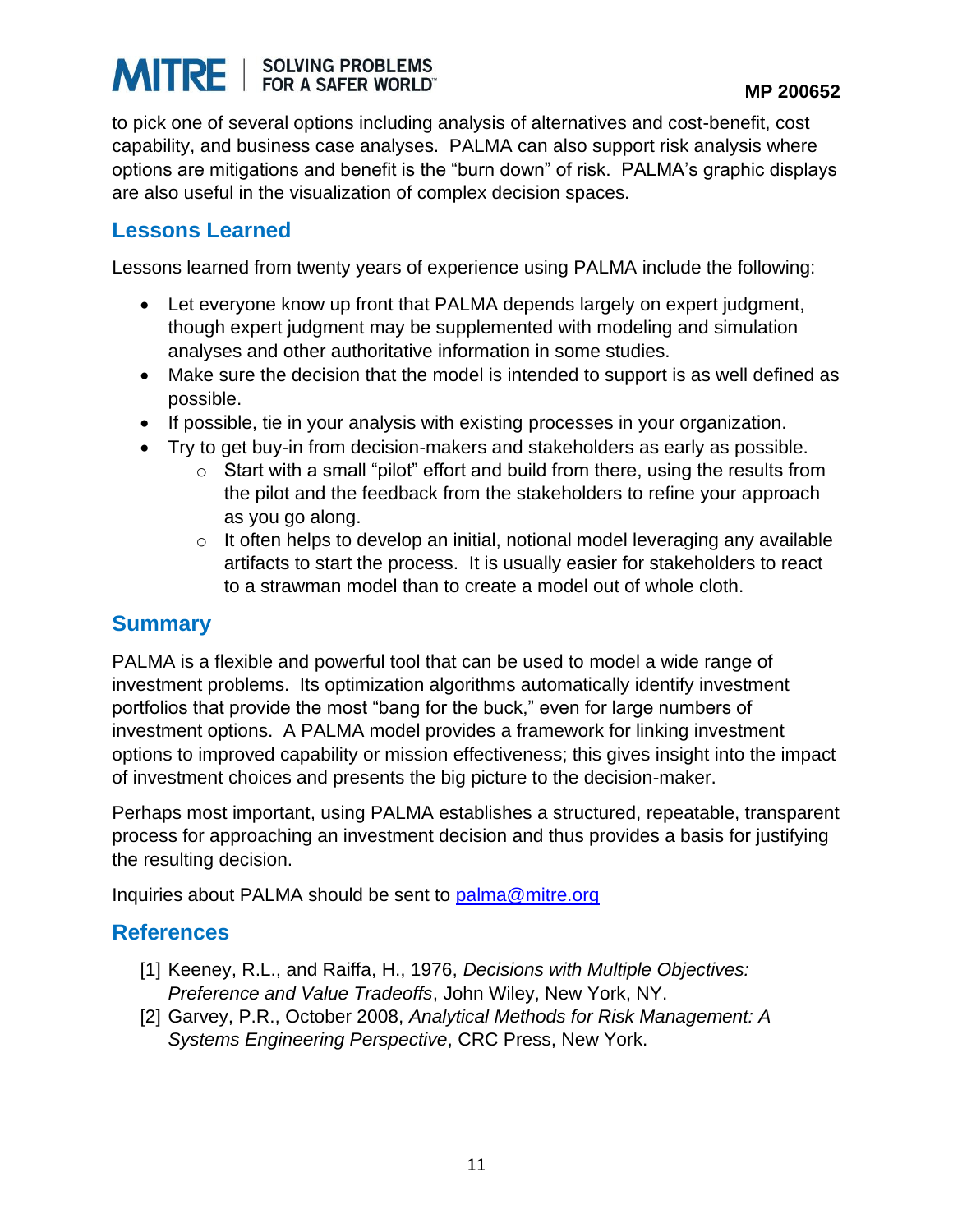to pick one of several options including analysis of alternatives and cost-benefit, cost capability, and business case analyses. PALMA can also support risk analysis where options are mitigations and benefit is the "burn down" of risk. PALMA's graphic displays are also useful in the visualization of complex decision spaces.

## Lessons Learned

Lessons learned from twenty years of experience using PALMA include the following:

- Let everyone know up front that PALMA depends largely on expert judgment, though expert judgment may be supplemented with modeling and simulation analyses and other authoritative information in some studies.
- Make sure the decision that the model is intended to support is as well defined as possible.
- If possible, tie in your analysis with existing processes in your organization.
- Try to get buy-in from decision-makers and stakeholders as early as possible.
  - Start with a small "pilot" effort and build from there, using the results from the pilot and the feedback from the stakeholders to refine your approach as you go along.
  - It often helps to develop an initial, notional model leveraging any available artifacts to start the process. It is usually easier for stakeholders to react to a strawman model than to create a model out of whole cloth.

## Summary

PALMA is a flexible and powerful tool that can be used to model a wide range of investment problems. Its optimization algorithms automatically identify investment portfolios that provide the most "bang for the buck," even for large numbers of investment options. A PALMA model provides a framework for linking investment options to improved capability or mission effectiveness; this gives insight into the impact of investment choices and presents the big picture to the decision-maker.

Perhaps most important, using PALMA establishes a structured, repeatable, transparent process for approaching an investment decision and thus provides a basis for justifying the resulting decision.

Inquiries about PALMA should be sent to palma@mitre.org

## References

[1] Keeney, R.L., and Raiffa, H., 1976, *Decisions with Multiple Objectives: Preference and Value Tradeoffs*, John Wiley, New York, NY.

[2] Garvey, P.R., October 2008, *Analytical Methods for Risk Management: A Systems Engineering Perspective*, CRC Press, New York.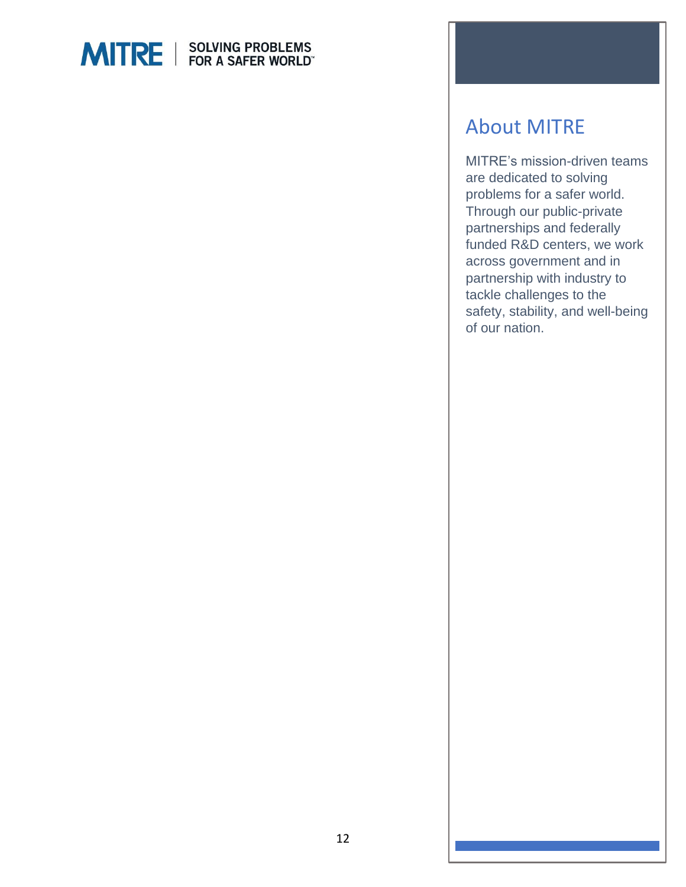MITRE | SOLVING PROBLEMS FOR A SAFER WORLD™

## About MITRE

MITRE's mission-driven teams are dedicated to solving problems for a safer world. Through our public-private partnerships and federally funded R&D centers, we work across government and in partnership with industry to tackle challenges to the safety, stability, and well-being of our nation.